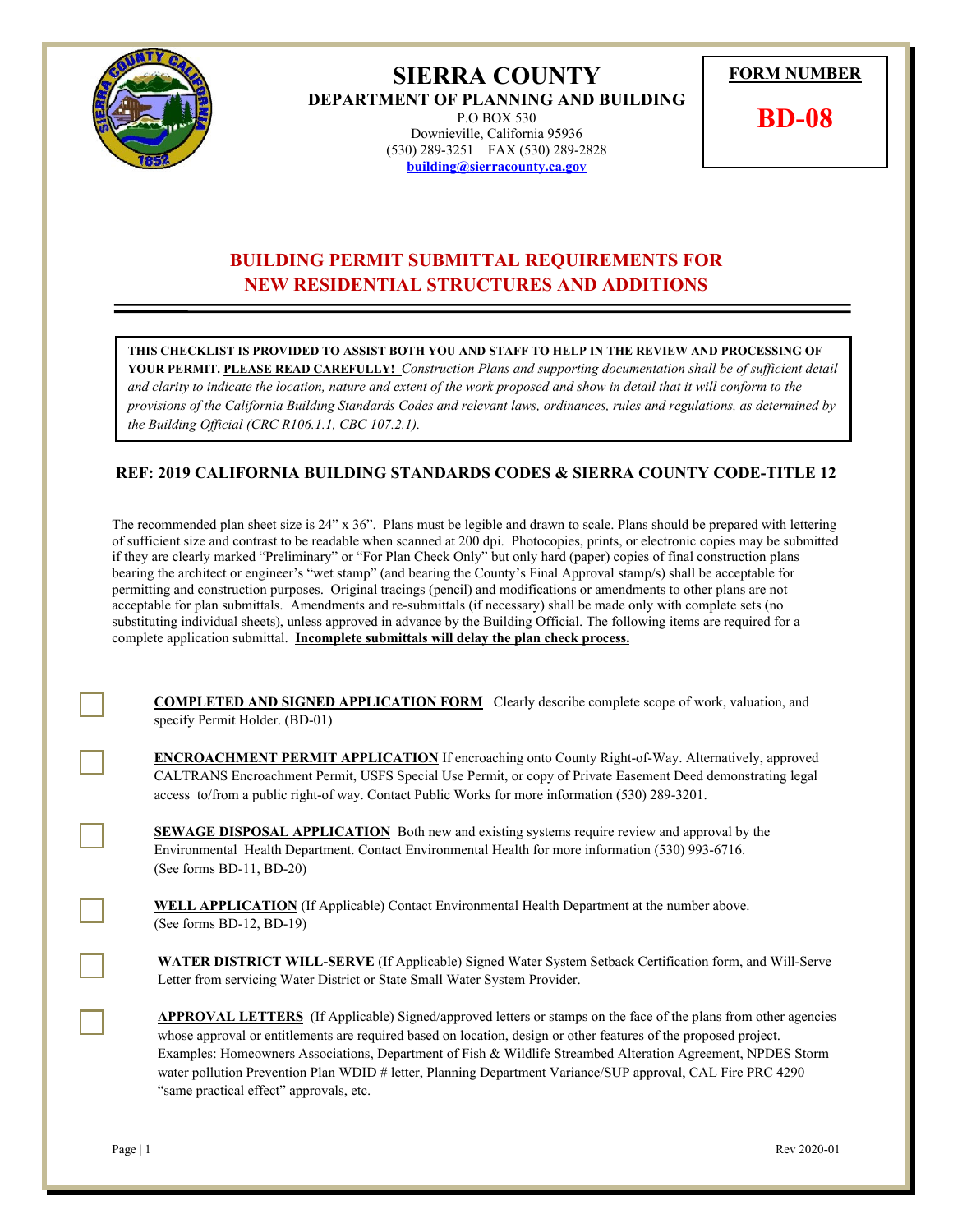# SIERRA COUNTY

**DEPARTMENT OF PLANNING AND BUILDING**

P.O BOX 530
Downieville, California 95936
(530) 289-3251 FAX (530) 289-2828
building@sierracounty.ca.gov

**FORM NUMBER**

**BD-08**

## BUILDING PERMIT SUBMITTAL REQUIREMENTS FOR NEW RESIDENTIAL STRUCTURES AND ADDITIONS

**THIS CHECKLIST IS PROVIDED TO ASSIST BOTH YOU AND STAFF TO HELP IN THE REVIEW AND PROCESSING OF YOUR PERMIT. PLEASE READ CAREFULLY!** *Construction Plans and supporting documentation shall be of sufficient detail and clarity to indicate the location, nature and extent of the work proposed and show in detail that it will conform to the provisions of the California Building Standards Codes and relevant laws, ordinances, rules and regulations, as determined by the Building Official (CRC R106.1.1, CBC 107.2.1).*

### REF: 2019 CALIFORNIA BUILDING STANDARDS CODES & SIERRA COUNTY CODE-TITLE 12

The recommended plan sheet size is 24" x 36". Plans must be legible and drawn to scale. Plans should be prepared with lettering of sufficient size and contrast to be readable when scanned at 200 dpi. Photocopies, prints, or electronic copies may be submitted if they are clearly marked "Preliminary" or "For Plan Check Only" but only hard (paper) copies of final construction plans bearing the architect or engineer's "wet stamp" (and bearing the County's Final Approval stamp/s) shall be acceptable for permitting and construction purposes. Original tracings (pencil) and modifications or amendments to other plans are not acceptable for plan submittals. Amendments and re-submittals (if necessary) shall be made only with complete sets (no substituting individual sheets), unless approved in advance by the Building Official. The following items are required for a complete application submittal. **Incomplete submittals will delay the plan check process.**

- ☐ **COMPLETED AND SIGNED APPLICATION FORM** Clearly describe complete scope of work, valuation, and specify Permit Holder. (BD-01)

- ☐ **ENCROACHMENT PERMIT APPLICATION** If encroaching onto County Right-of-Way. Alternatively, approved CALTRANS Encroachment Permit, USFS Special Use Permit, or copy of Private Easement Deed demonstrating legal access to/from a public right-of way. Contact Public Works for more information (530) 289-3201.

- ☐ **SEWAGE DISPOSAL APPLICATION** Both new and existing systems require review and approval by the Environmental Health Department. Contact Environmental Health for more information (530) 993-6716. (See forms BD-11, BD-20)

- ☐ **WELL APPLICATION** (If Applicable) Contact Environmental Health Department at the number above. (See forms BD-12, BD-19)

- ☐ **WATER DISTRICT WILL-SERVE** (If Applicable) Signed Water System Setback Certification form, and Will-Serve Letter from servicing Water District or State Small Water System Provider.

- ☐ **APPROVAL LETTERS** (If Applicable) Signed/approved letters or stamps on the face of the plans from other agencies whose approval or entitlements are required based on location, design or other features of the proposed project. Examples: Homeowners Associations, Department of Fish & Wildlife Streambed Alteration Agreement, NPDES Storm water pollution Prevention Plan WDID # letter, Planning Department Variance/SUP approval, CAL Fire PRC 4290 "same practical effect" approvals, etc.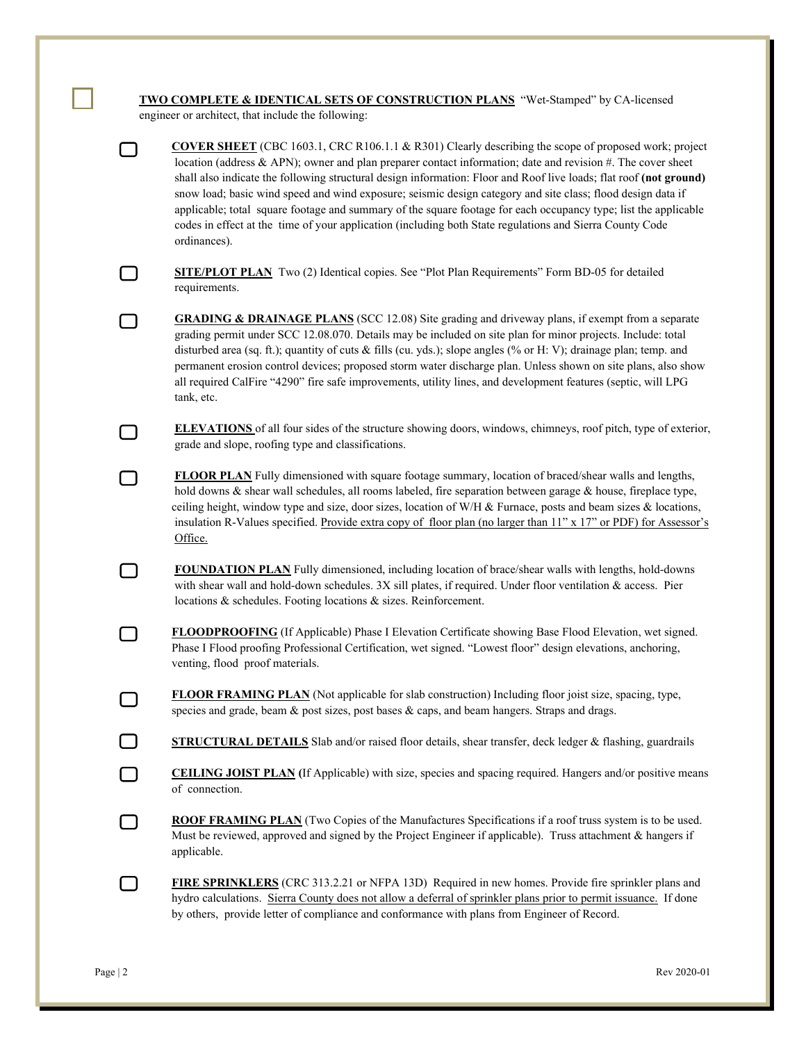- [ ] **<u>TWO COMPLETE & IDENTICAL SETS OF CONSTRUCTION PLANS</u>** "Wet-Stamped" by CA-licensed engineer or architect, that include the following:

  - [ ] **<u>COVER SHEET</u>** (CBC 1603.1, CRC R106.1.1 & R301) Clearly describing the scope of proposed work; project location (address & APN); owner and plan preparer contact information; date and revision #. The cover sheet shall also indicate the following structural design information: Floor and Roof live loads; flat roof **(not ground)** snow load; basic wind speed and wind exposure; seismic design category and site class; flood design data if applicable; total square footage and summary of the square footage for each occupancy type; list the applicable codes in effect at the time of your application (including both State regulations and Sierra County Code ordinances).

  - [ ] **<u>SITE/PLOT PLAN</u>** Two (2) Identical copies. See "Plot Plan Requirements" Form BD-05 for detailed requirements.

  - [ ] **<u>GRADING & DRAINAGE PLANS</u>** (SCC 12.08) Site grading and driveway plans, if exempt from a separate grading permit under SCC 12.08.070. Details may be included on site plan for minor projects. Include: total disturbed area (sq. ft.); quantity of cuts & fills (cu. yds.); slope angles (% or H: V); drainage plan; temp. and permanent erosion control devices; proposed storm water discharge plan. Unless shown on site plans, also show all required CalFire "4290" fire safe improvements, utility lines, and development features (septic, will LPG tank, etc.

  - [ ] **<u>ELEVATIONS</u>** of all four sides of the structure showing doors, windows, chimneys, roof pitch, type of exterior, grade and slope, roofing type and classifications.

  - [ ] **<u>FLOOR PLAN</u>** Fully dimensioned with square footage summary, location of braced/shear walls and lengths, hold downs & shear wall schedules, all rooms labeled, fire separation between garage & house, fireplace type, ceiling height, window type and size, door sizes, location of W/H & Furnace, posts and beam sizes & locations, insulation R-Values specified. <u>Provide extra copy of floor plan (no larger than 11" x 17" or PDF) for Assessor's Office.</u>

  - [ ] **<u>FOUNDATION PLAN</u>** Fully dimensioned, including location of brace/shear walls with lengths, hold-downs with shear wall and hold-down schedules. 3X sill plates, if required. Under floor ventilation & access. Pier locations & schedules. Footing locations & sizes. Reinforcement.

  - [ ] **<u>FLOODPROOFING</u>** (If Applicable) Phase I Elevation Certificate showing Base Flood Elevation, wet signed. Phase I Flood proofing Professional Certification, wet signed. "Lowest floor" design elevations, anchoring, venting, flood proof materials.

  - [ ] **<u>FLOOR FRAMING PLAN</u>** (Not applicable for slab construction) Including floor joist size, spacing, type, species and grade, beam & post sizes, post bases & caps, and beam hangers. Straps and drags.

  - [ ] **<u>STRUCTURAL DETAILS</u>** Slab and/or raised floor details, shear transfer, deck ledger & flashing, guardrails

  - [ ] **<u>CEILING JOIST PLAN</u>** (If Applicable) with size, species and spacing required. Hangers and/or positive means of connection.

  - [ ] **<u>ROOF FRAMING PLAN</u>** (Two Copies of the Manufactures Specifications if a roof truss system is to be used. Must be reviewed, approved and signed by the Project Engineer if applicable). Truss attachment & hangers if applicable.

  - [ ] **<u>FIRE SPRINKLERS</u>** (CRC 313.2.21 or NFPA 13D) Required in new homes. Provide fire sprinkler plans and hydro calculations. <u>Sierra County does not allow a deferral of sprinkler plans prior to permit issuance.</u> If done by others, provide letter of compliance and conformance with plans from Engineer of Record.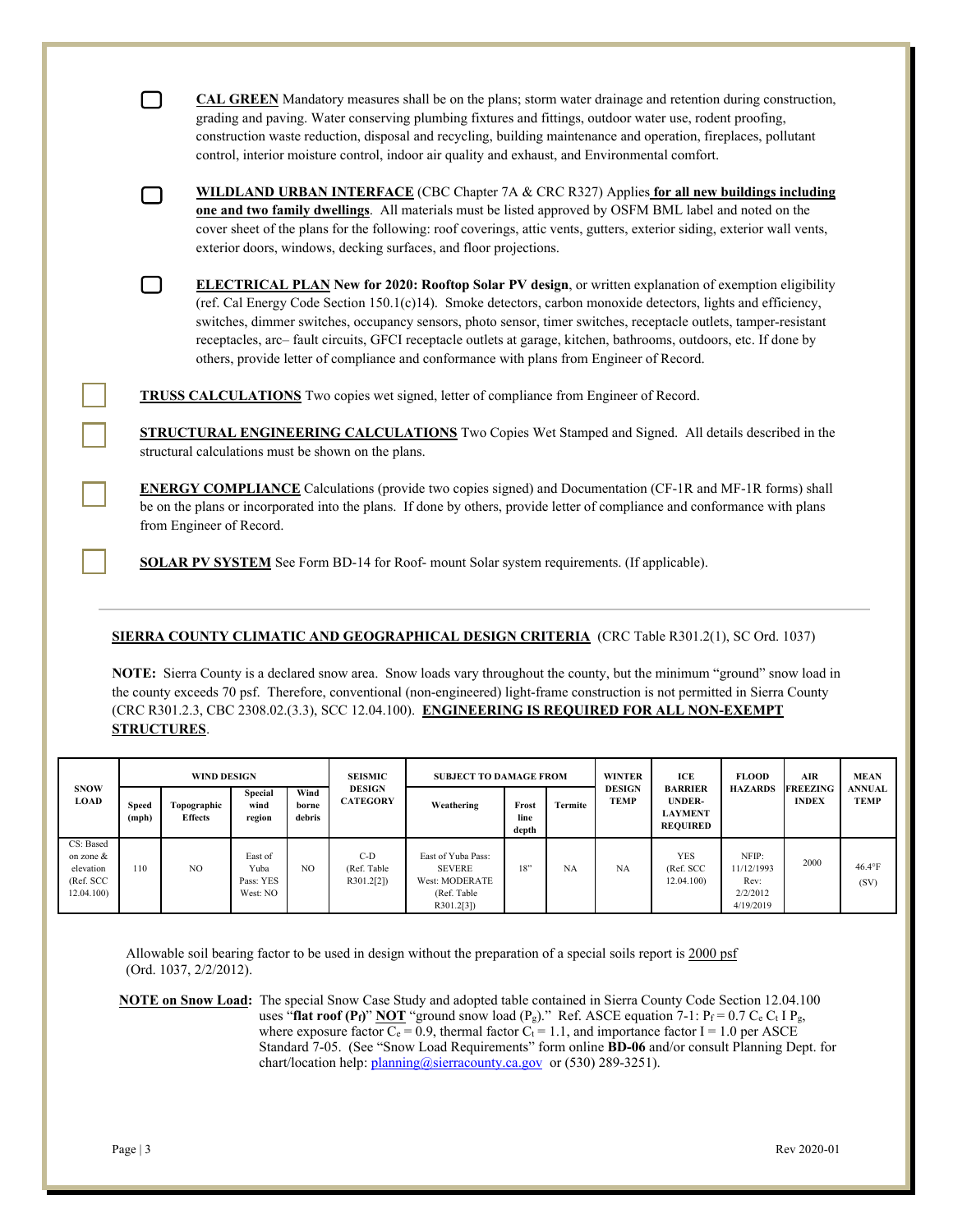- [ ] **CAL GREEN** Mandatory measures shall be on the plans; storm water drainage and retention during construction, grading and paving. Water conserving plumbing fixtures and fittings, outdoor water use, rodent proofing, construction waste reduction, disposal and recycling, building maintenance and operation, fireplaces, pollutant control, interior moisture control, indoor air quality and exhaust, and Environmental comfort.

- [ ] **WILDLAND URBAN INTERFACE** (CBC Chapter 7A & CRC R327) Applies **for all new buildings including one and two family dwellings**. All materials must be listed approved by OSFM BML label and noted on the cover sheet of the plans for the following: roof coverings, attic vents, gutters, exterior siding, exterior wall vents, exterior doors, windows, decking surfaces, and floor projections.

- [ ] **ELECTRICAL PLAN** **New for 2020: Rooftop Solar PV design**, or written explanation of exemption eligibility (ref. Cal Energy Code Section 150.1(c)14). Smoke detectors, carbon monoxide detectors, lights and efficiency, switches, dimmer switches, occupancy sensors, photo sensor, timer switches, receptacle outlets, tamper-resistant receptacles, arc– fault circuits, GFCI receptacle outlets at garage, kitchen, bathrooms, outdoors, etc. If done by others, provide letter of compliance and conformance with plans from Engineer of Record.

- [ ] **TRUSS CALCULATIONS** Two copies wet signed, letter of compliance from Engineer of Record.

- [ ] **STRUCTURAL ENGINEERING CALCULATIONS** Two Copies Wet Stamped and Signed. All details described in the structural calculations must be shown on the plans.

- [ ] **ENERGY COMPLIANCE** Calculations (provide two copies signed) and Documentation (CF-1R and MF-1R forms) shall be on the plans or incorporated into the plans. If done by others, provide letter of compliance and conformance with plans from Engineer of Record.

- [ ] **SOLAR PV SYSTEM** See Form BD-14 for Roof- mount Solar system requirements. (If applicable).

---

**SIERRA COUNTY CLIMATIC AND GEOGRAPHICAL DESIGN CRITERIA** (CRC Table R301.2(1), SC Ord. 1037)

**NOTE:** Sierra County is a declared snow area. Snow loads vary throughout the county, but the minimum "ground" snow load in the county exceeds 70 psf. Therefore, conventional (non-engineered) light-frame construction is not permitted in Sierra County (CRC R301.2.3, CBC 2308.02.(3.3), SCC 12.04.100). **ENGINEERING IS REQUIRED FOR ALL NON-EXEMPT STRUCTURES**.

| SNOW LOAD | WIND DESIGN | | | | SEISMIC DESIGN CATEGORY | SUBJECT TO DAMAGE FROM | | | WINTER DESIGN TEMP | ICE BARRIER UNDER-LAYMENT REQUIRED | FLOOD HAZARDS | AIR FREEZING INDEX | MEAN ANNUAL TEMP |
|---|---|---|---|---|---|---|---|---|---|---|---|---|---|
| | Speed (mph) | Topographic Effects | Special wind region | Wind borne debris | | Weathering | Frost line depth | Termite | | | | | |
| CS: Based on zone & elevation (Ref. SCC 12.04.100) | 110 | NO | East of Yuba Pass: YES West: NO | NO | C-D (Ref. Table R301.2[2]) | East of Yuba Pass: SEVERE West: MODERATE (Ref. Table R301.2[3]) | 18" | NA | NA | YES (Ref. SCC 12.04.100) | NFIP: 11/12/1993 Rev: 2/2/2012 4/19/2019 | 2000 | 46.4°F (SV) |

Allowable soil bearing factor to be used in design without the preparation of a special soils report is 2000 psf (Ord. 1037, 2/2/2012).

**NOTE on Snow Load:** The special Snow Case Study and adopted table contained in Sierra County Code Section 12.04.100 uses "**flat roof ($P_f$)**" **NOT** "ground snow load ($P_g$)." Ref. ASCE equation 7-1: $P_f = 0.7\ C_e\ C_t\ I\ P_g$, where exposure factor $C_e = 0.9$, thermal factor $C_t = 1.1$, and importance factor $I = 1.0$ per ASCE Standard 7-05. (See "Snow Load Requirements" form online **BD-06** and/or consult Planning Dept. for chart/location help: planning@sierracounty.ca.gov or (530) 289-3251).